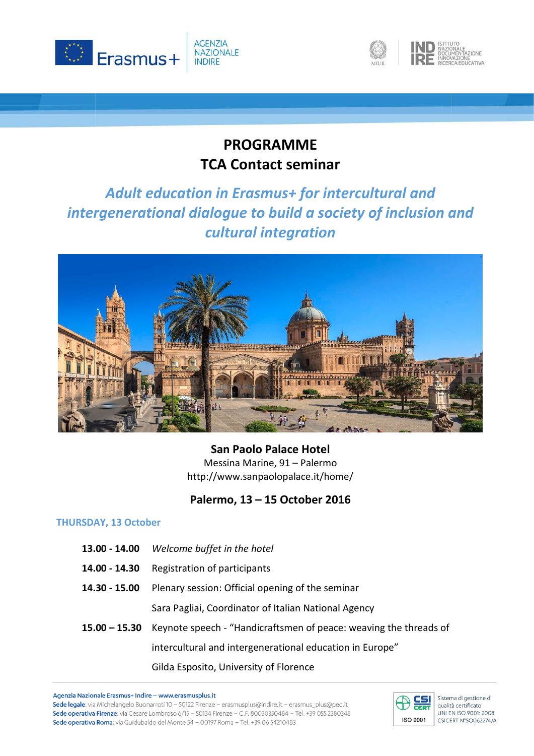# PROGRAMME
# TCA Contact seminar

## *Adult education in Erasmus+ for intercultural and intergenerational dialogue to build a society of inclusion and cultural integration*

**San Paolo Palace Hotel**
Messina Marine, 91 – Palermo
http://www.sanpaolopalace.it/home/

### Palermo, 13 – 15 October 2016

### THURSDAY, 13 October

**13.00 - 14.00** *Welcome buffet in the hotel*

**14.00 - 14.30** Registration of participants

**14.30 - 15.00** Plenary session: Official opening of the seminar
Sara Pagliai, Coordinator of Italian National Agency

**15.00 – 15.30** Keynote speech - "Handicraftsmen of peace: weaving the threads of intercultural and intergenerational education in Europe"
Gilda Esposito, University of Florence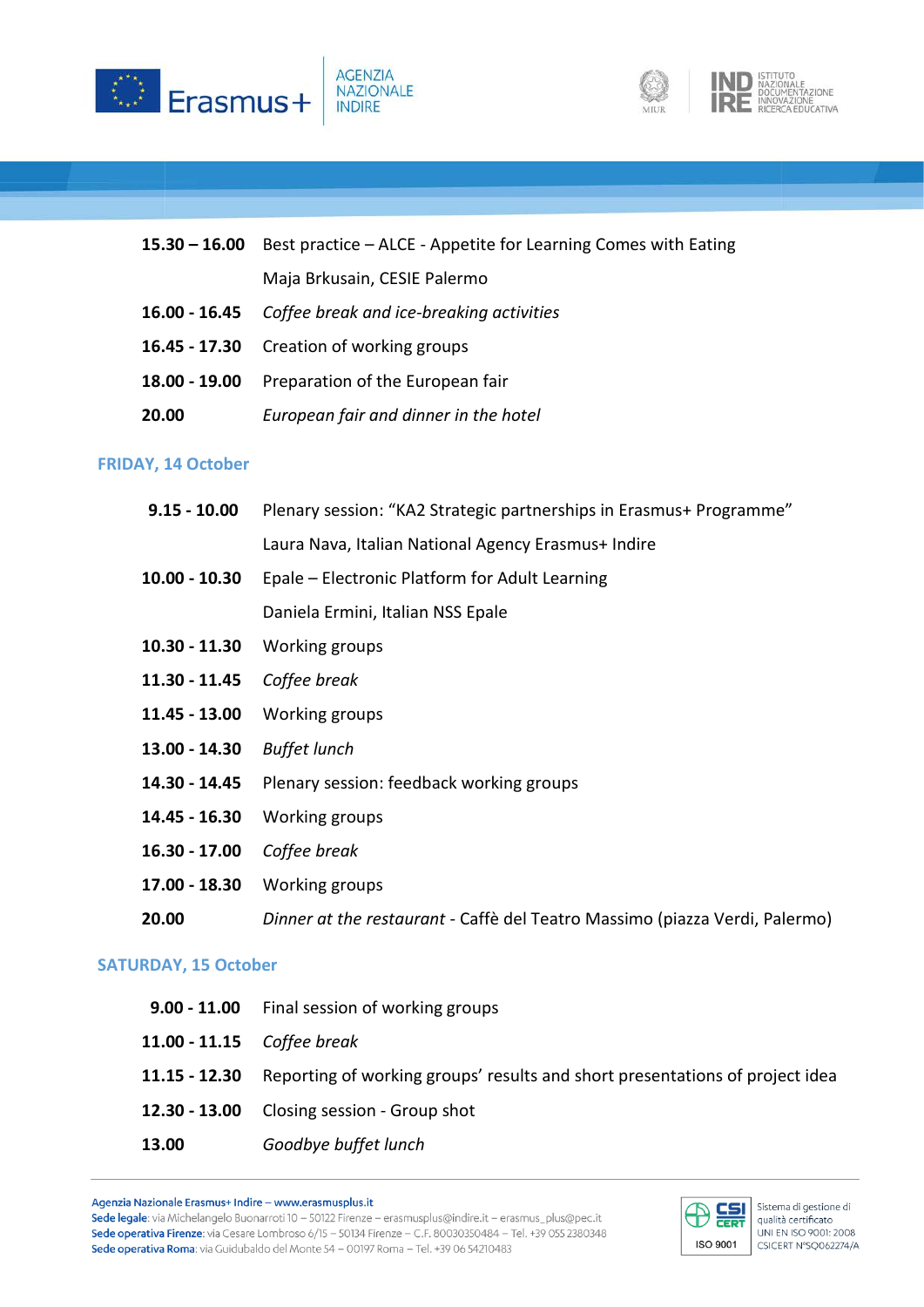| | |
|---|---|
| **15.30 – 16.00** | Best practice – ALCE - Appetite for Learning Comes with Eating |
| | Maja Brkusain, CESIE Palermo |
| **16.00 - 16.45** | *Coffee break and ice-breaking activities* |
| **16.45 - 17.30** | Creation of working groups |
| **18.00 - 19.00** | Preparation of the European fair |
| **20.00** | *European fair and dinner in the hotel* |

## FRIDAY, 14 October

| | |
|---|---|
| **9.15 - 10.00** | Plenary session: “KA2 Strategic partnerships in Erasmus+ Programme” |
| | Laura Nava, Italian National Agency Erasmus+ Indire |
| **10.00 - 10.30** | Epale – Electronic Platform for Adult Learning |
| | Daniela Ermini, Italian NSS Epale |
| **10.30 - 11.30** | Working groups |
| **11.30 - 11.45** | *Coffee break* |
| **11.45 - 13.00** | Working groups |
| **13.00 - 14.30** | *Buffet lunch* |
| **14.30 - 14.45** | Plenary session: feedback working groups |
| **14.45 - 16.30** | Working groups |
| **16.30 - 17.00** | *Coffee break* |
| **17.00 - 18.30** | Working groups |
| **20.00** | *Dinner at the restaurant* - Caffè del Teatro Massimo (piazza Verdi, Palermo) |

## SATURDAY, 15 October

| | |
|---|---|
| **9.00 - 11.00** | Final session of working groups |
| **11.00 - 11.15** | *Coffee break* |
| **11.15 - 12.30** | Reporting of working groups' results and short presentations of project idea |
| **12.30 - 13.00** | Closing session - Group shot |
| **13.00** | *Goodbye buffet lunch* |